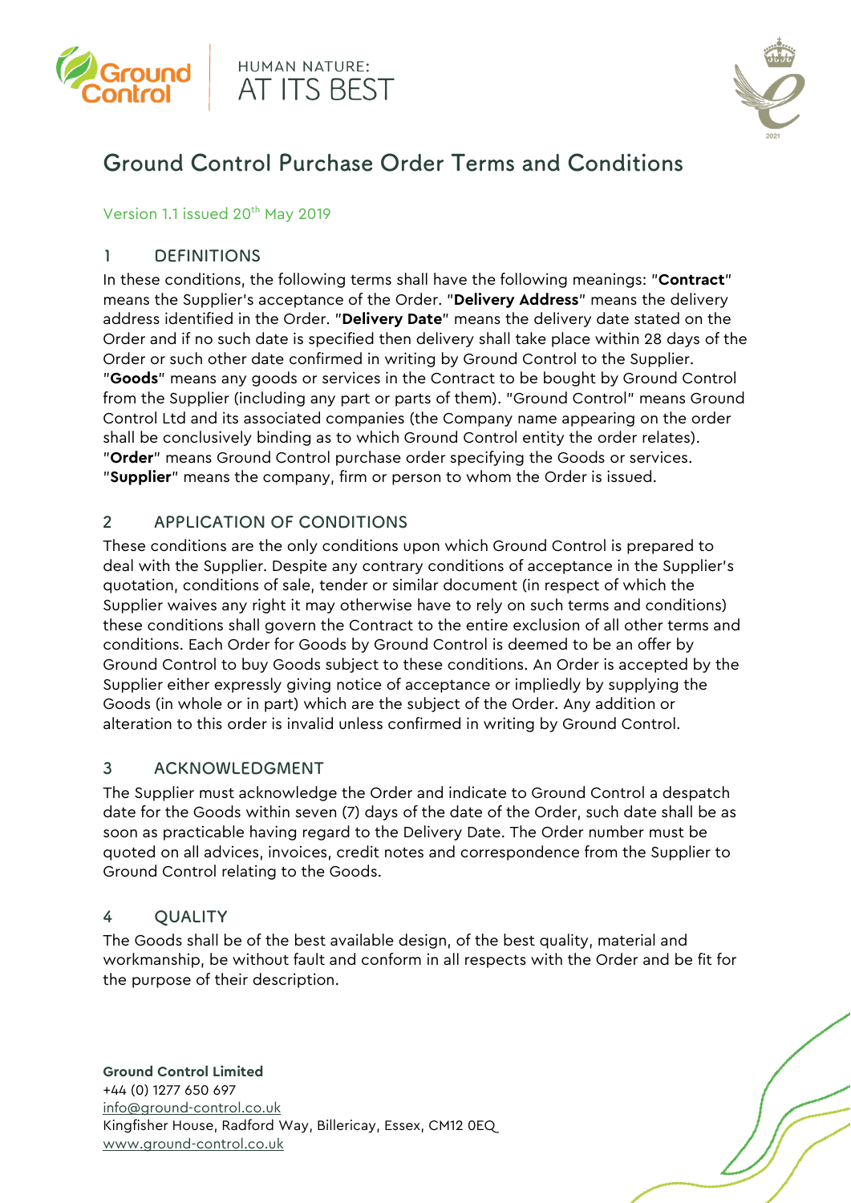Ground Control

HUMAN NATURE:
AT ITS BEST

# Ground Control Purchase Order Terms and Conditions

Version 1.1 issued 20th May 2019

## 1 DEFINITIONS

In these conditions, the following terms shall have the following meanings: "**Contract**" means the Supplier's acceptance of the Order. "**Delivery Address**" means the delivery address identified in the Order. "**Delivery Date**" means the delivery date stated on the Order and if no such date is specified then delivery shall take place within 28 days of the Order or such other date confirmed in writing by Ground Control to the Supplier. "**Goods**" means any goods or services in the Contract to be bought by Ground Control from the Supplier (including any part or parts of them). "Ground Control" means Ground Control Ltd and its associated companies (the Company name appearing on the order shall be conclusively binding as to which Ground Control entity the order relates). "**Order**" means Ground Control purchase order specifying the Goods or services. "**Supplier**" means the company, firm or person to whom the Order is issued.

## 2 APPLICATION OF CONDITIONS

These conditions are the only conditions upon which Ground Control is prepared to deal with the Supplier. Despite any contrary conditions of acceptance in the Supplier's quotation, conditions of sale, tender or similar document (in respect of which the Supplier waives any right it may otherwise have to rely on such terms and conditions) these conditions shall govern the Contract to the entire exclusion of all other terms and conditions. Each Order for Goods by Ground Control is deemed to be an offer by Ground Control to buy Goods subject to these conditions. An Order is accepted by the Supplier either expressly giving notice of acceptance or impliedly by supplying the Goods (in whole or in part) which are the subject of the Order. Any addition or alteration to this order is invalid unless confirmed in writing by Ground Control.

## 3 ACKNOWLEDGMENT

The Supplier must acknowledge the Order and indicate to Ground Control a despatch date for the Goods within seven (7) days of the date of the Order, such date shall be as soon as practicable having regard to the Delivery Date. The Order number must be quoted on all advices, invoices, credit notes and correspondence from the Supplier to Ground Control relating to the Goods.

## 4 QUALITY

The Goods shall be of the best available design, of the best quality, material and workmanship, be without fault and conform in all respects with the Order and be fit for the purpose of their description.

**Ground Control Limited**
+44 (0) 1277 650 697
info@ground-control.co.uk
Kingfisher House, Radford Way, Billericay, Essex, CM12 0EQ
www.ground-control.co.uk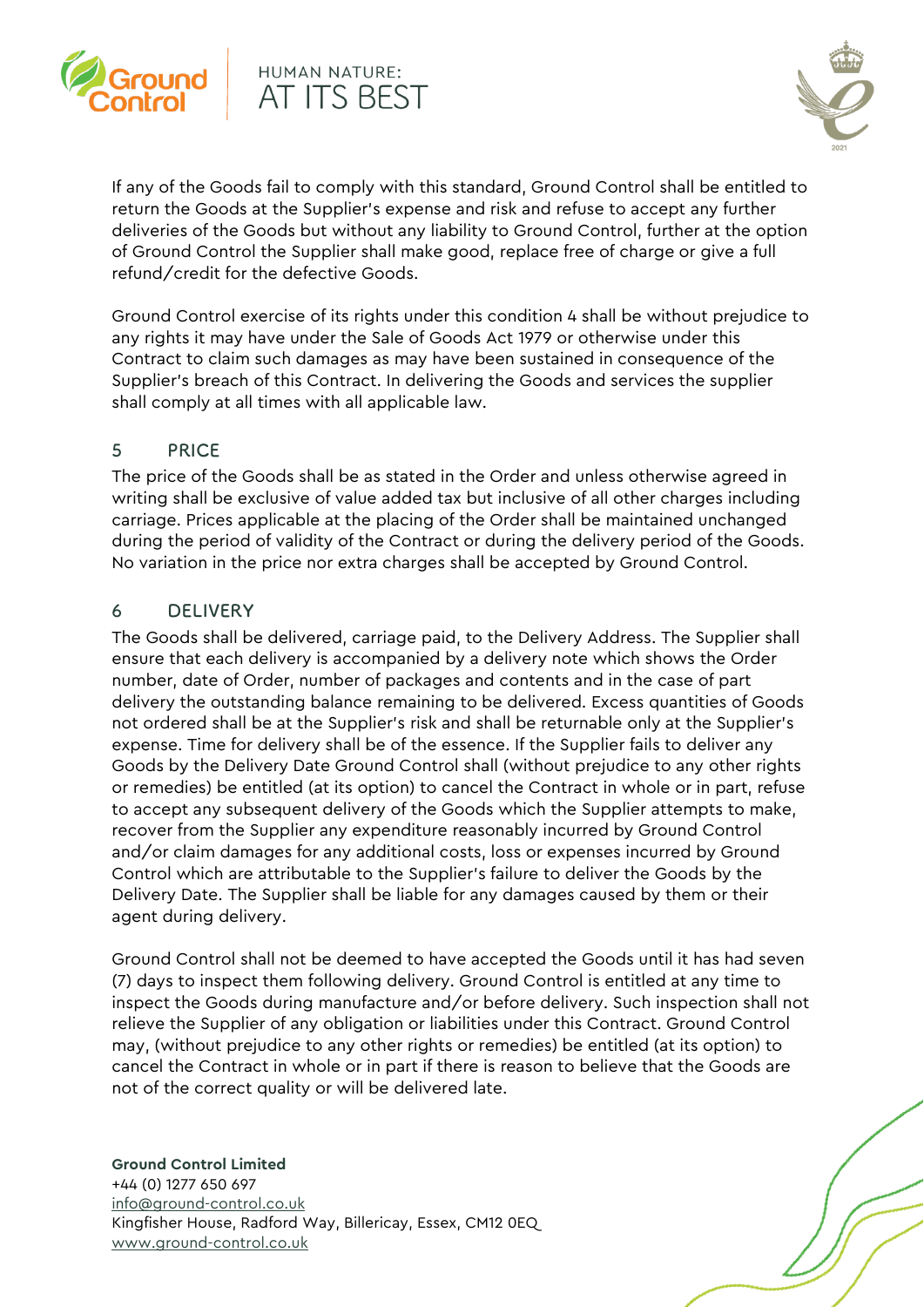If any of the Goods fail to comply with this standard, Ground Control shall be entitled to return the Goods at the Supplier's expense and risk and refuse to accept any further deliveries of the Goods but without any liability to Ground Control, further at the option of Ground Control the Supplier shall make good, replace free of charge or give a full refund/credit for the defective Goods.

Ground Control exercise of its rights under this condition 4 shall be without prejudice to any rights it may have under the Sale of Goods Act 1979 or otherwise under this Contract to claim such damages as may have been sustained in consequence of the Supplier's breach of this Contract. In delivering the Goods and services the supplier shall comply at all times with all applicable law.

## 5 PRICE

The price of the Goods shall be as stated in the Order and unless otherwise agreed in writing shall be exclusive of value added tax but inclusive of all other charges including carriage. Prices applicable at the placing of the Order shall be maintained unchanged during the period of validity of the Contract or during the delivery period of the Goods. No variation in the price nor extra charges shall be accepted by Ground Control.

## 6 DELIVERY

The Goods shall be delivered, carriage paid, to the Delivery Address. The Supplier shall ensure that each delivery is accompanied by a delivery note which shows the Order number, date of Order, number of packages and contents and in the case of part delivery the outstanding balance remaining to be delivered. Excess quantities of Goods not ordered shall be at the Supplier's risk and shall be returnable only at the Supplier's expense. Time for delivery shall be of the essence. If the Supplier fails to deliver any Goods by the Delivery Date Ground Control shall (without prejudice to any other rights or remedies) be entitled (at its option) to cancel the Contract in whole or in part, refuse to accept any subsequent delivery of the Goods which the Supplier attempts to make, recover from the Supplier any expenditure reasonably incurred by Ground Control and/or claim damages for any additional costs, loss or expenses incurred by Ground Control which are attributable to the Supplier's failure to deliver the Goods by the Delivery Date. The Supplier shall be liable for any damages caused by them or their agent during delivery.

Ground Control shall not be deemed to have accepted the Goods until it has had seven (7) days to inspect them following delivery. Ground Control is entitled at any time to inspect the Goods during manufacture and/or before delivery. Such inspection shall not relieve the Supplier of any obligation or liabilities under this Contract. Ground Control may, (without prejudice to any other rights or remedies) be entitled (at its option) to cancel the Contract in whole or in part if there is reason to believe that the Goods are not of the correct quality or will be delivered late.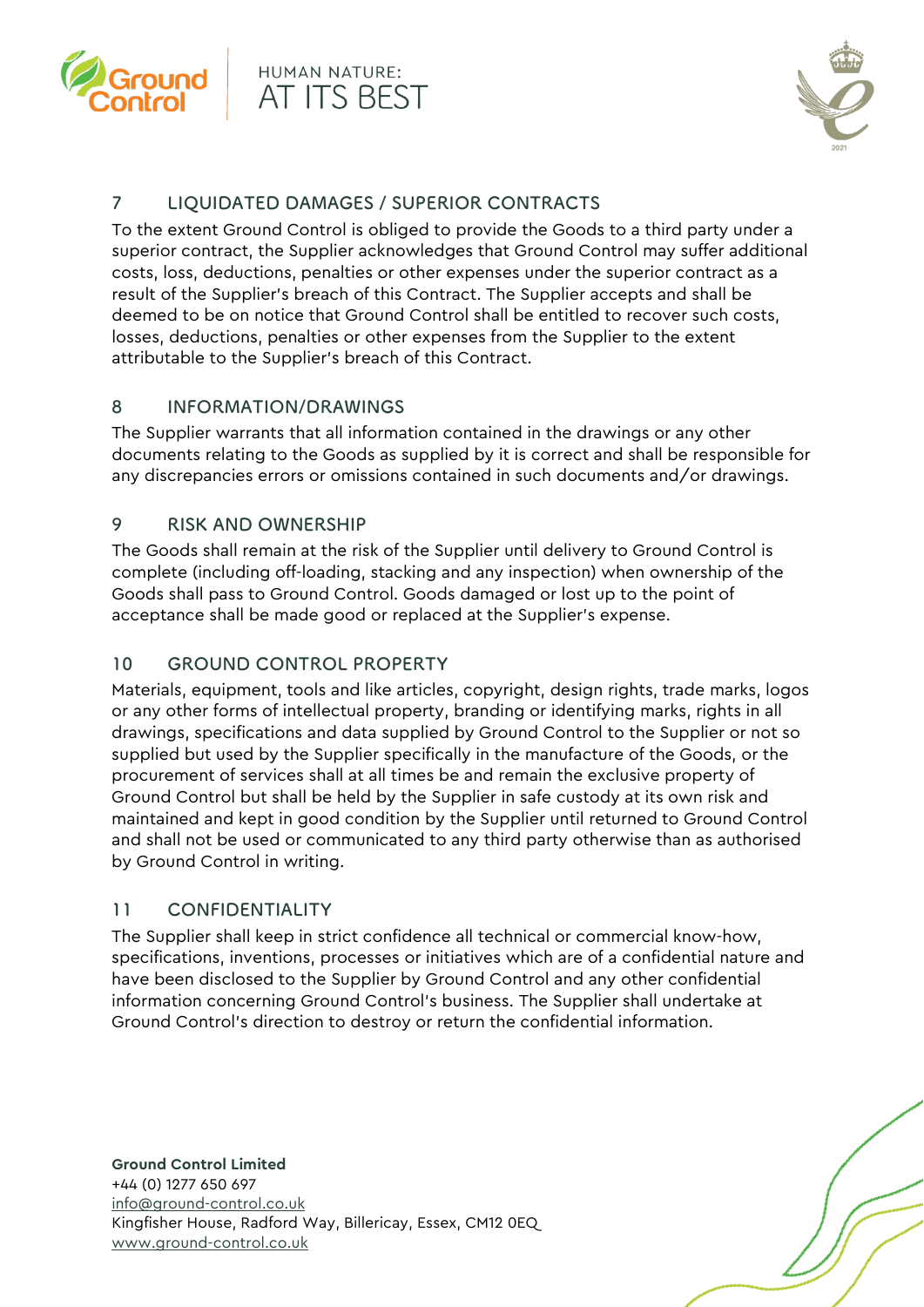## 7 LIQUIDATED DAMAGES / SUPERIOR CONTRACTS

To the extent Ground Control is obliged to provide the Goods to a third party under a superior contract, the Supplier acknowledges that Ground Control may suffer additional costs, loss, deductions, penalties or other expenses under the superior contract as a result of the Supplier's breach of this Contract. The Supplier accepts and shall be deemed to be on notice that Ground Control shall be entitled to recover such costs, losses, deductions, penalties or other expenses from the Supplier to the extent attributable to the Supplier's breach of this Contract.

## 8 INFORMATION/DRAWINGS

The Supplier warrants that all information contained in the drawings or any other documents relating to the Goods as supplied by it is correct and shall be responsible for any discrepancies errors or omissions contained in such documents and/or drawings.

## 9 RISK AND OWNERSHIP

The Goods shall remain at the risk of the Supplier until delivery to Ground Control is complete (including off-loading, stacking and any inspection) when ownership of the Goods shall pass to Ground Control. Goods damaged or lost up to the point of acceptance shall be made good or replaced at the Supplier's expense.

## 10 GROUND CONTROL PROPERTY

Materials, equipment, tools and like articles, copyright, design rights, trade marks, logos or any other forms of intellectual property, branding or identifying marks, rights in all drawings, specifications and data supplied by Ground Control to the Supplier or not so supplied but used by the Supplier specifically in the manufacture of the Goods, or the procurement of services shall at all times be and remain the exclusive property of Ground Control but shall be held by the Supplier in safe custody at its own risk and maintained and kept in good condition by the Supplier until returned to Ground Control and shall not be used or communicated to any third party otherwise than as authorised by Ground Control in writing.

## 11 CONFIDENTIALITY

The Supplier shall keep in strict confidence all technical or commercial know-how, specifications, inventions, processes or initiatives which are of a confidential nature and have been disclosed to the Supplier by Ground Control and any other confidential information concerning Ground Control's business. The Supplier shall undertake at Ground Control's direction to destroy or return the confidential information.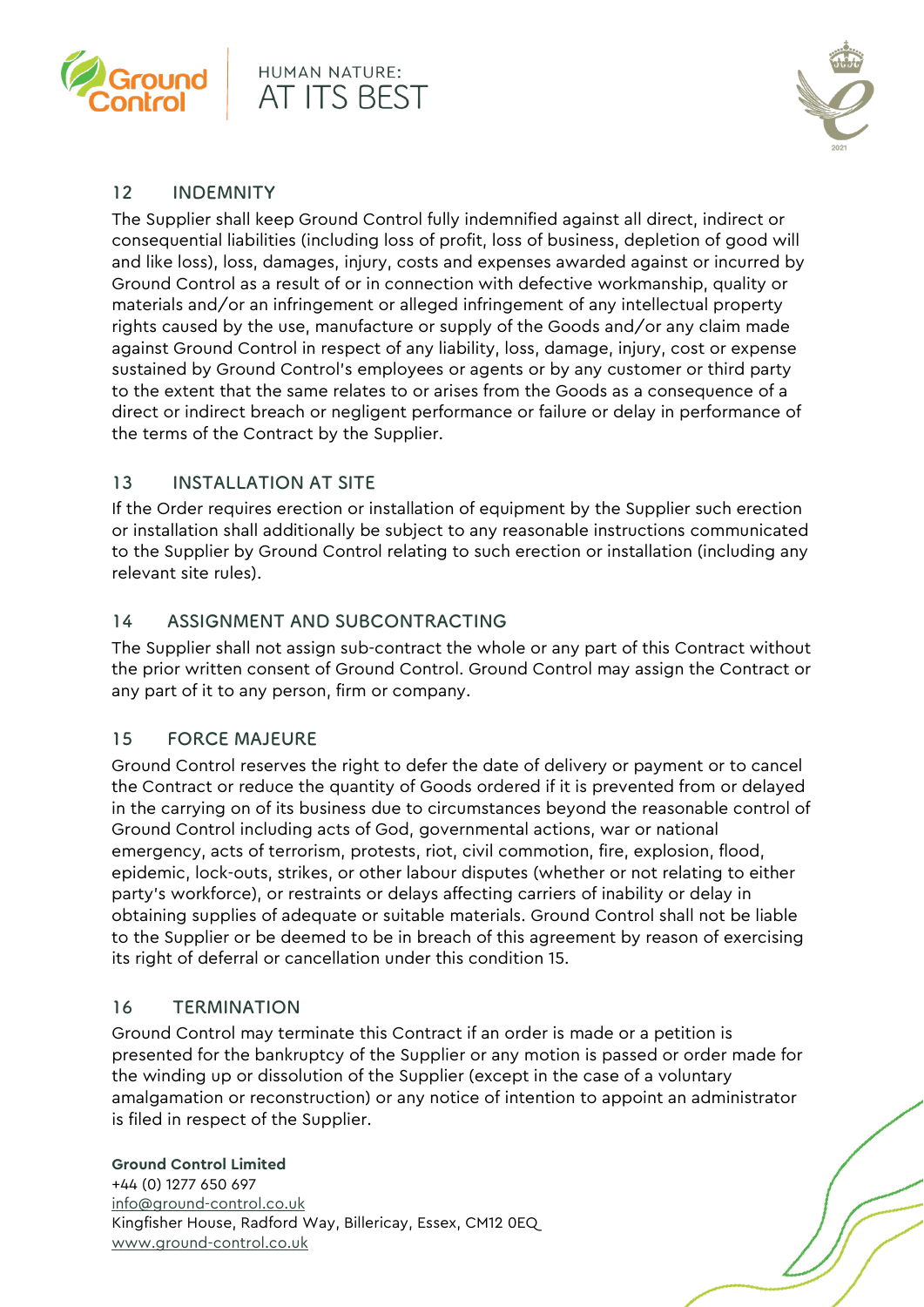## 12 INDEMNITY

The Supplier shall keep Ground Control fully indemnified against all direct, indirect or consequential liabilities (including loss of profit, loss of business, depletion of good will and like loss), loss, damages, injury, costs and expenses awarded against or incurred by Ground Control as a result of or in connection with defective workmanship, quality or materials and/or an infringement or alleged infringement of any intellectual property rights caused by the use, manufacture or supply of the Goods and/or any claim made against Ground Control in respect of any liability, loss, damage, injury, cost or expense sustained by Ground Control's employees or agents or by any customer or third party to the extent that the same relates to or arises from the Goods as a consequence of a direct or indirect breach or negligent performance or failure or delay in performance of the terms of the Contract by the Supplier.

## 13 INSTALLATION AT SITE

If the Order requires erection or installation of equipment by the Supplier such erection or installation shall additionally be subject to any reasonable instructions communicated to the Supplier by Ground Control relating to such erection or installation (including any relevant site rules).

## 14 ASSIGNMENT AND SUBCONTRACTING

The Supplier shall not assign sub-contract the whole or any part of this Contract without the prior written consent of Ground Control. Ground Control may assign the Contract or any part of it to any person, firm or company.

## 15 FORCE MAJEURE

Ground Control reserves the right to defer the date of delivery or payment or to cancel the Contract or reduce the quantity of Goods ordered if it is prevented from or delayed in the carrying on of its business due to circumstances beyond the reasonable control of Ground Control including acts of God, governmental actions, war or national emergency, acts of terrorism, protests, riot, civil commotion, fire, explosion, flood, epidemic, lock-outs, strikes, or other labour disputes (whether or not relating to either party's workforce), or restraints or delays affecting carriers of inability or delay in obtaining supplies of adequate or suitable materials. Ground Control shall not be liable to the Supplier or be deemed to be in breach of this agreement by reason of exercising its right of deferral or cancellation under this condition 15.

## 16 TERMINATION

Ground Control may terminate this Contract if an order is made or a petition is presented for the bankruptcy of the Supplier or any motion is passed or order made for the winding up or dissolution of the Supplier (except in the case of a voluntary amalgamation or reconstruction) or any notice of intention to appoint an administrator is filed in respect of the Supplier.

**Ground Control Limited**
+44 (0) 1277 650 697
info@ground-control.co.uk
Kingfisher House, Radford Way, Billericay, Essex, CM12 0EQ
www.ground-control.co.uk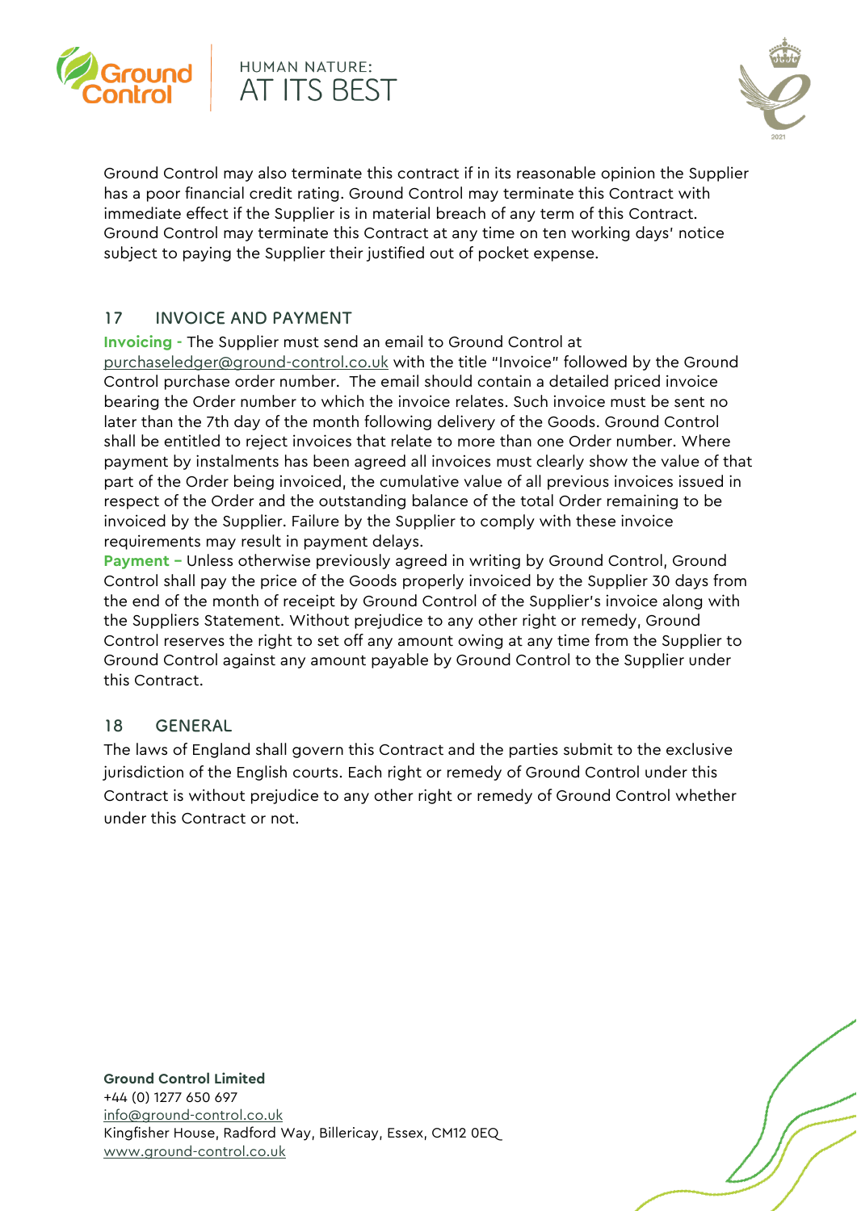Ground Control may also terminate this contract if in its reasonable opinion the Supplier has a poor financial credit rating. Ground Control may terminate this Contract with immediate effect if the Supplier is in material breach of any term of this Contract. Ground Control may terminate this Contract at any time on ten working days' notice subject to paying the Supplier their justified out of pocket expense.

## 17 INVOICE AND PAYMENT

**Invoicing -** The Supplier must send an email to Ground Control at purchaseledger@ground-control.co.uk with the title "Invoice" followed by the Ground Control purchase order number. The email should contain a detailed priced invoice bearing the Order number to which the invoice relates. Such invoice must be sent no later than the 7th day of the month following delivery of the Goods. Ground Control shall be entitled to reject invoices that relate to more than one Order number. Where payment by instalments has been agreed all invoices must clearly show the value of that part of the Order being invoiced, the cumulative value of all previous invoices issued in respect of the Order and the outstanding balance of the total Order remaining to be invoiced by the Supplier. Failure by the Supplier to comply with these invoice requirements may result in payment delays.

**Payment –** Unless otherwise previously agreed in writing by Ground Control, Ground Control shall pay the price of the Goods properly invoiced by the Supplier 30 days from the end of the month of receipt by Ground Control of the Supplier's invoice along with the Suppliers Statement. Without prejudice to any other right or remedy, Ground Control reserves the right to set off any amount owing at any time from the Supplier to Ground Control against any amount payable by Ground Control to the Supplier under this Contract.

## 18 GENERAL

The laws of England shall govern this Contract and the parties submit to the exclusive jurisdiction of the English courts. Each right or remedy of Ground Control under this Contract is without prejudice to any other right or remedy of Ground Control whether under this Contract or not.

**Ground Control Limited**
+44 (0) 1277 650 697
info@ground-control.co.uk
Kingfisher House, Radford Way, Billericay, Essex, CM12 0EQ
www.ground-control.co.uk